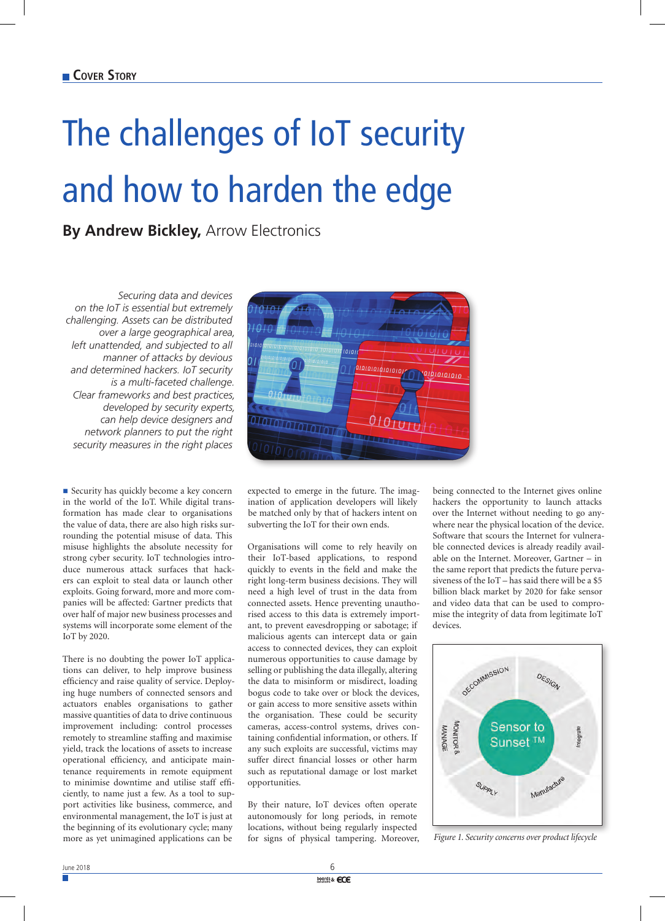# The challenges of IoT security and how to harden the edge

**By Andrew Bickley,** Arrow Electronics

*Securing data and devices on the IoT is essential but extremely challenging. Assets can be distributed over a large geographical area, left unattended, and subjected to all manner of attacks by devious and determined hackers. IoT security is a multi-faceted challenge. Clear frameworks and best practices, developed by security experts, can help device designers and network planners to put the right security measures in the right places*

Security has quickly become a key concern in the world of the IoT. While digital transformation has made clear to organisations the value of data, there are also high risks surrounding the potential misuse of data. This misuse highlights the absolute necessity for strong cyber security. IoT technologies introduce numerous attack surfaces that hackers can exploit to steal data or launch other exploits. Going forward, more and more companies will be affected: Gartner predicts that over half of major new business processes and systems will incorporate some element of the IoT by 2020.

There is no doubting the power IoT applications can deliver, to help improve business efficiency and raise quality of service. Deploying huge numbers of connected sensors and actuators enables organisations to gather massive quantities of data to drive continuous improvement including: control processes remotely to streamline staffing and maximise yield, track the locations of assets to increase operational efficiency, and anticipate maintenance requirements in remote equipment to minimise downtime and utilise staff efficiently, to name just a few. As a tool to support activities like business, commerce, and environmental management, the IoT is just at the beginning of its evolutionary cycle; many more as yet unimagined applications can be expected to emerge in the future. The imagination of application developers will likely be matched only by that of hackers intent on subverting the IoT for their own ends.

Organisations will come to rely heavily on their IoT-based applications, to respond quickly to events in the field and make the right long-term business decisions. They will need a high level of trust in the data from connected assets. Hence preventing unauthorised access to this data is extremely important, to prevent eavesdropping or sabotage; if malicious agents can intercept data or gain access to connected devices, they can exploit numerous opportunities to cause damage by selling or publishing the data illegally, altering the data to misinform or misdirect, loading bogus code to take over or block the devices, or gain access to more sensitive assets within the organisation. These could be security cameras, access-control systems, drives containing confidential information, or others. If any such exploits are successful, victims may suffer direct financial losses or other harm such as reputational damage or lost market opportunities.

By their nature, IoT devices often operate autonomously for long periods, in remote locations, without being regularly inspected for signs of physical tampering. Moreover, being connected to the Internet gives online hackers the opportunity to launch attacks over the Internet without needing to go anywhere near the physical location of the device. Software that scours the Internet for vulnerable connected devices is already readily available on the Internet. Moreover, Gartner – in the same report that predicts the future pervasiveness of the IoT – has said there will be a $5 billion black market by 2020 for fake sensor and video data that can be used to compromise the integrity of data from legitimate IoT devices.

*Figure 1. Security concerns over product lifecycle*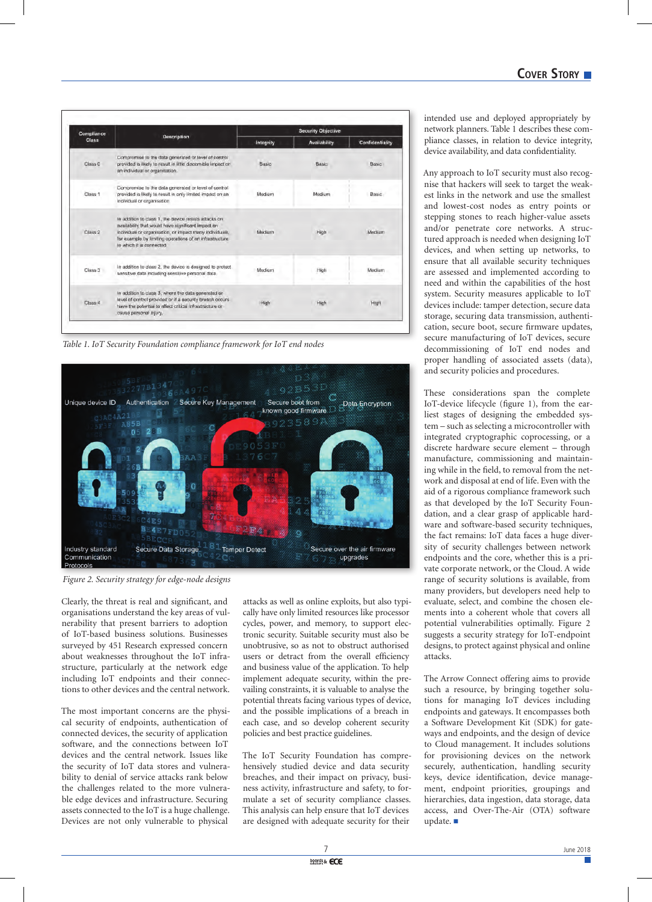| Compliance Class | Description | Security Objective | | |
|---|---|---|---|---|
| | | Integrity | Availability | Confidentiality |
| Class 0 | Compromise to the data generated or level of control provided is likely to result in little discernible impact on an individual or organisation. | Basic | Basic | Basic |
| Class 1 | Compromise to the data generated or level of control provided is likely to result in only limited impact on an individual or organisation | Medium | Medium | Basic |
| Class 2 | In addition to class 1, the device resists attacks on availability that would have significant impact an individual or organisation, or impact many individuals, for example by limiting operations of an infrastructure to which it is connected | Medium | High | Medium |
| Class 3 | In addition to class 2, the device is designed to protect sensitive data including sensitive personal data | Medium | High | Medium |
| Class 4 | In addition to class 3, where the data generated or level of control provided or if a security breach occurs have the potential to affect critical infrastructure or cause personal injury. | High | High | High |

*Table 1. IoT Security Foundation compliance framework for IoT end nodes*

Unique device ID
Authentication
Secure Key Management
Secure boot from known good firmware
Data Encryption
Industry standard Communication Protocols
Secure Data Storage
Tamper Detect
Secure over the air firmware upgrades

*Figure 2. Security strategy for edge-node designs*

Clearly, the threat is real and significant, and organisations understand the key areas of vulnerability that present barriers to adoption of IoT-based business solutions. Businesses surveyed by 451 Research expressed concern about weaknesses throughout the IoT infrastructure, particularly at the network edge including IoT endpoints and their connections to other devices and the central network.

The most important concerns are the physical security of endpoints, authentication of connected devices, the security of application software, and the connections between IoT devices and the central network. Issues like the security of IoT data stores and vulnerability to denial of service attacks rank below the challenges related to the more vulnerable edge devices and infrastructure. Securing assets connected to the IoT is a huge challenge. Devices are not only vulnerable to physical attacks as well as online exploits, but also typically have only limited resources like processor cycles, power, and memory, to support electronic security. Suitable security must also be unobtrusive, so as not to obstruct authorised users or detract from the overall efficiency and business value of the application. To help implement adequate security, within the prevailing constraints, it is valuable to analyse the potential threats facing various types of device, and the possible implications of a breach in each case, and so develop coherent security policies and best practice guidelines.

The IoT Security Foundation has comprehensively studied device and data security breaches, and their impact on privacy, business activity, infrastructure and safety, to formulate a set of security compliance classes. This analysis can help ensure that IoT devices are designed with adequate security for their intended use and deployed appropriately by network planners. Table 1 describes these compliance classes, in relation to device integrity, device availability, and data confidentiality.

Any approach to IoT security must also recognise that hackers will seek to target the weakest links in the network and use the smallest and lowest-cost nodes as entry points or stepping stones to reach higher-value assets and/or penetrate core networks. A structured approach is needed when designing IoT devices, and when setting up networks, to ensure that all available security techniques are assessed and implemented according to need and within the capabilities of the host system. Security measures applicable to IoT devices include: tamper detection, secure data storage, securing data transmission, authentication, secure boot, secure firmware updates, secure manufacturing of IoT devices, secure decommissioning of IoT end nodes and proper handling of associated assets (data), and security policies and procedures.

These considerations span the complete IoT-device lifecycle (figure 1), from the earliest stages of designing the embedded system – such as selecting a microcontroller with integrated cryptographic coprocessing, or a discrete hardware secure element – through manufacture, commissioning and maintaining while in the field, to removal from the network and disposal at end of life. Even with the aid of a rigorous compliance framework such as that developed by the IoT Security Foundation, and a clear grasp of applicable hardware and software-based security techniques, the fact remains: IoT data faces a huge diversity of security challenges between network endpoints and the core, whether this is a private corporate network, or the Cloud. A wide range of security solutions is available, from many providers, but developers need help to evaluate, select, and combine the chosen elements into a coherent whole that covers all potential vulnerabilities optimally. Figure 2 suggests a security strategy for IoT-endpoint designs, to protect against physical and online attacks.

The Arrow Connect offering aims to provide such a resource, by bringing together solutions for managing IoT devices including endpoints and gateways. It encompasses both a Software Development Kit (SDK) for gateways and endpoints, and the design of device to Cloud management. It includes solutions for provisioning devices on the network securely, authentication, handling security keys, device identification, device management, endpoint priorities, groupings and hierarchies, data ingestion, data storage, data access, and Over-The-Air (OTA) software update. ■